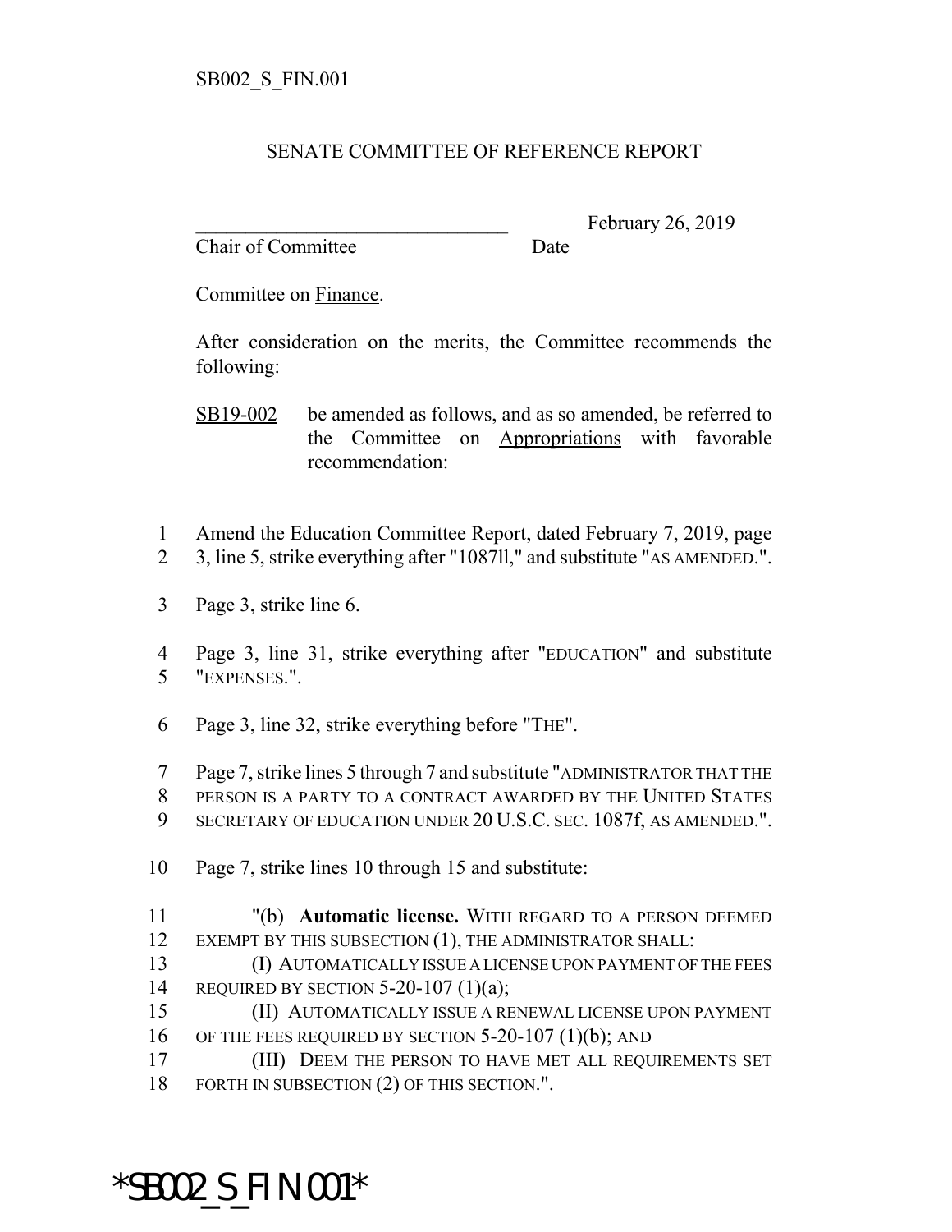SB002_S_FIN.001

SENATE COMMITTEE OF REFERENCE REPORT

________________________________ February 26, 2019
Chair of Committee Date

Committee on Finance.

After consideration on the merits, the Committee recommends the following:

SB19-002 be amended as follows, and as so amended, be referred to the Committee on Appropriations with favorable recommendation:

1 Amend the Education Committee Report, dated February 7, 2019, page
2 3, line 5, strike everything after "1087ll," and substitute "AS AMENDED.".

3 Page 3, strike line 6.

4 Page 3, line 31, strike everything after "EDUCATION" and substitute
5 "EXPENSES.".

6 Page 3, line 32, strike everything before "THE".

7 Page 7, strike lines 5 through 7 and substitute "ADMINISTRATOR THAT THE
8 PERSON IS A PARTY TO A CONTRACT AWARDED BY THE UNITED STATES
9 SECRETARY OF EDUCATION UNDER 20 U.S.C. SEC. 1087f, AS AMENDED.".

10 Page 7, strike lines 10 through 15 and substitute:

11 "(b) **Automatic license.** WITH REGARD TO A PERSON DEEMED
12 EXEMPT BY THIS SUBSECTION (1), THE ADMINISTRATOR SHALL:
13 (I) AUTOMATICALLY ISSUE A LICENSE UPON PAYMENT OF THE FEES
14 REQUIRED BY SECTION 5-20-107 (1)(a);
15 (II) AUTOMATICALLY ISSUE A RENEWAL LICENSE UPON PAYMENT
16 OF THE FEES REQUIRED BY SECTION 5-20-107 (1)(b); AND
17 (III) DEEM THE PERSON TO HAVE MET ALL REQUIREMENTS SET
18 FORTH IN SUBSECTION (2) OF THIS SECTION.".

*SB002_S_FIN.001*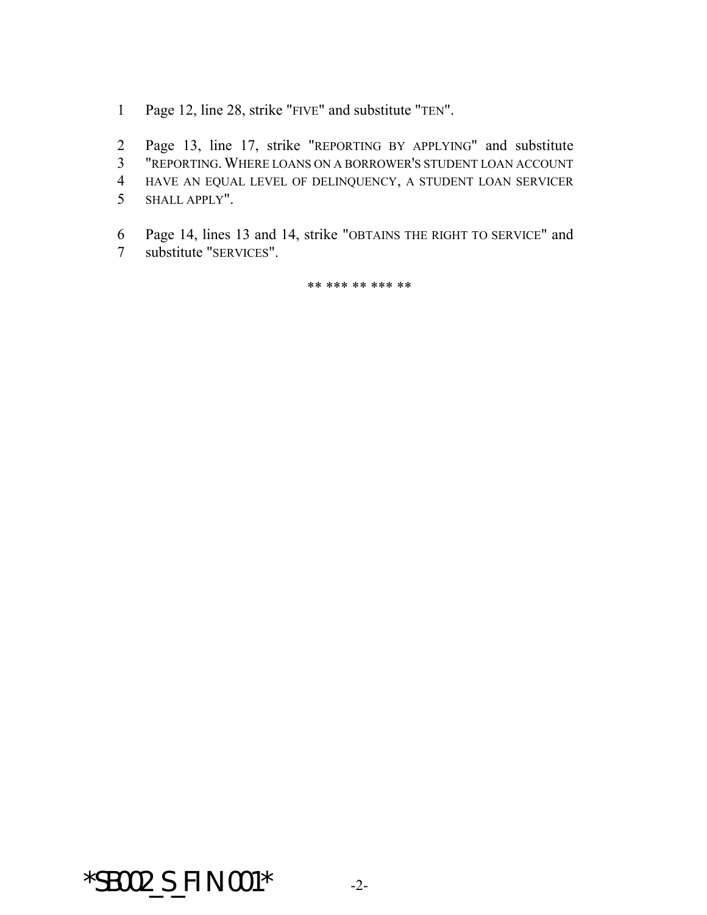Page 12, line 28, strike "FIVE" and substitute "TEN".

Page 13, line 17, strike "REPORTING BY APPLYING" and substitute "REPORTING. WHERE LOANS ON A BORROWER'S STUDENT LOAN ACCOUNT HAVE AN EQUAL LEVEL OF DELINQUENCY, A STUDENT LOAN SERVICER SHALL APPLY".

Page 14, lines 13 and 14, strike "OBTAINS THE RIGHT TO SERVICE" and substitute "SERVICES".

** *** ** *** **

*SB002_S_FIN.001*